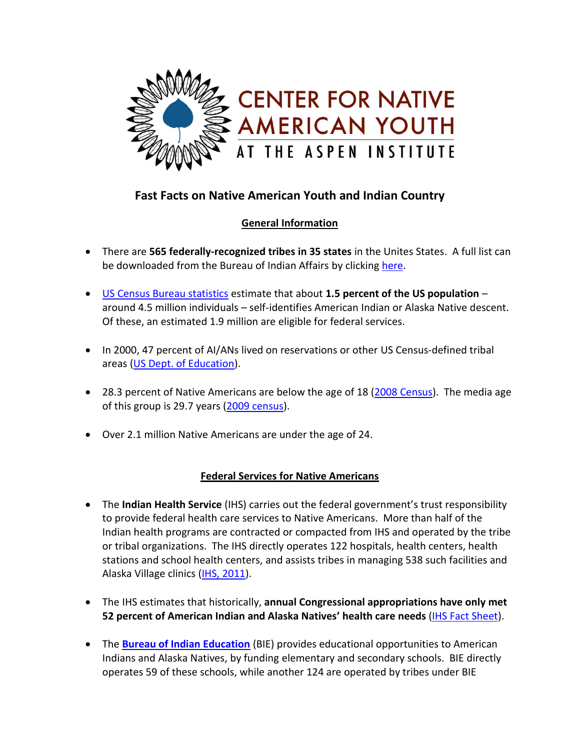CENTER FOR NATIVE AMERICAN YOUTH
AT THE ASPEN INSTITUTE

## Fast Facts on Native American Youth and Indian Country

### General Information

- There are **565 federally-recognized tribes in 35 states** in the Unites States. A full list can be downloaded from the Bureau of Indian Affairs by clicking here.
- US Census Bureau statistics estimate that about **1.5 percent of the US population** – around 4.5 million individuals – self-identifies American Indian or Alaska Native descent. Of these, an estimated 1.9 million are eligible for federal services.
- In 2000, 47 percent of AI/ANs lived on reservations or other US Census-defined tribal areas (US Dept. of Education).
- 28.3 percent of Native Americans are below the age of 18 (2008 Census). The media age of this group is 29.7 years (2009 census).
- Over 2.1 million Native Americans are under the age of 24.

### Federal Services for Native Americans

- The **Indian Health Service** (IHS) carries out the federal government's trust responsibility to provide federal health care services to Native Americans. More than half of the Indian health programs are contracted or compacted from IHS and operated by the tribe or tribal organizations. The IHS directly operates 122 hospitals, health centers, health stations and school health centers, and assists tribes in managing 538 such facilities and Alaska Village clinics (IHS, 2011).
- The IHS estimates that historically, **annual Congressional appropriations have only met 52 percent of American Indian and Alaska Natives' health care needs** (IHS Fact Sheet).
- The **Bureau of Indian Education** (BIE) provides educational opportunities to American Indians and Alaska Natives, by funding elementary and secondary schools. BIE directly operates 59 of these schools, while another 124 are operated by tribes under BIE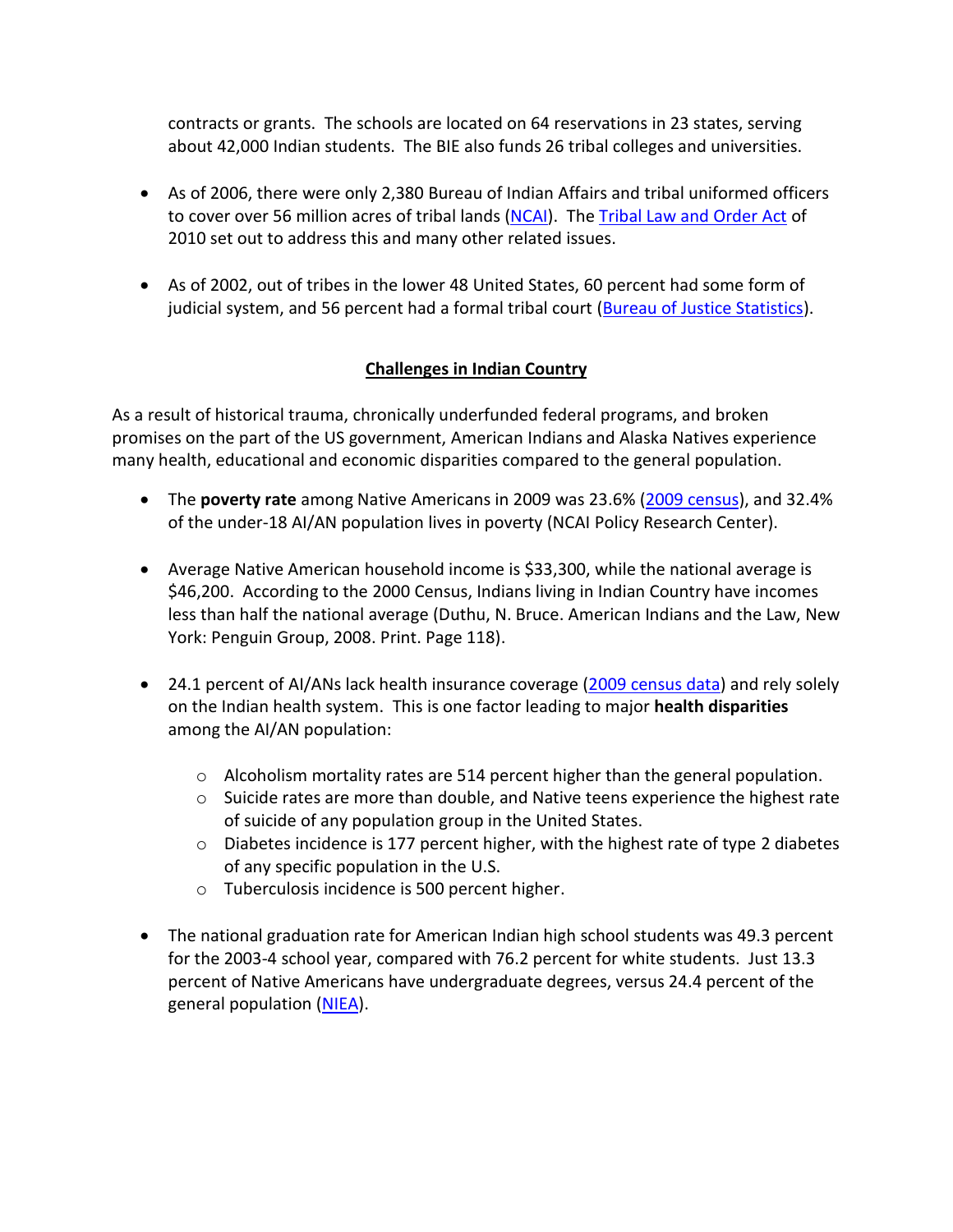contracts or grants. The schools are located on 64 reservations in 23 states, serving about 42,000 Indian students. The BIE also funds 26 tribal colleges and universities.

- As of 2006, there were only 2,380 Bureau of Indian Affairs and tribal uniformed officers to cover over 56 million acres of tribal lands (NCAI). The Tribal Law and Order Act of 2010 set out to address this and many other related issues.

- As of 2002, out of tribes in the lower 48 United States, 60 percent had some form of judicial system, and 56 percent had a formal tribal court (Bureau of Justice Statistics).

## Challenges in Indian Country

As a result of historical trauma, chronically underfunded federal programs, and broken promises on the part of the US government, American Indians and Alaska Natives experience many health, educational and economic disparities compared to the general population.

- The **poverty rate** among Native Americans in 2009 was 23.6% (2009 census), and 32.4% of the under-18 AI/AN population lives in poverty (NCAI Policy Research Center).

- Average Native American household income is $33,300, while the national average is $46,200. According to the 2000 Census, Indians living in Indian Country have incomes less than half the national average (Duthu, N. Bruce. American Indians and the Law, New York: Penguin Group, 2008. Print. Page 118).

- 24.1 percent of AI/ANs lack health insurance coverage (2009 census data) and rely solely on the Indian health system. This is one factor leading to major **health disparities** among the AI/AN population:
    - Alcoholism mortality rates are 514 percent higher than the general population.
    - Suicide rates are more than double, and Native teens experience the highest rate of suicide of any population group in the United States.
    - Diabetes incidence is 177 percent higher, with the highest rate of type 2 diabetes of any specific population in the U.S.
    - Tuberculosis incidence is 500 percent higher.

- The national graduation rate for American Indian high school students was 49.3 percent for the 2003-4 school year, compared with 76.2 percent for white students. Just 13.3 percent of Native Americans have undergraduate degrees, versus 24.4 percent of the general population (NIEA).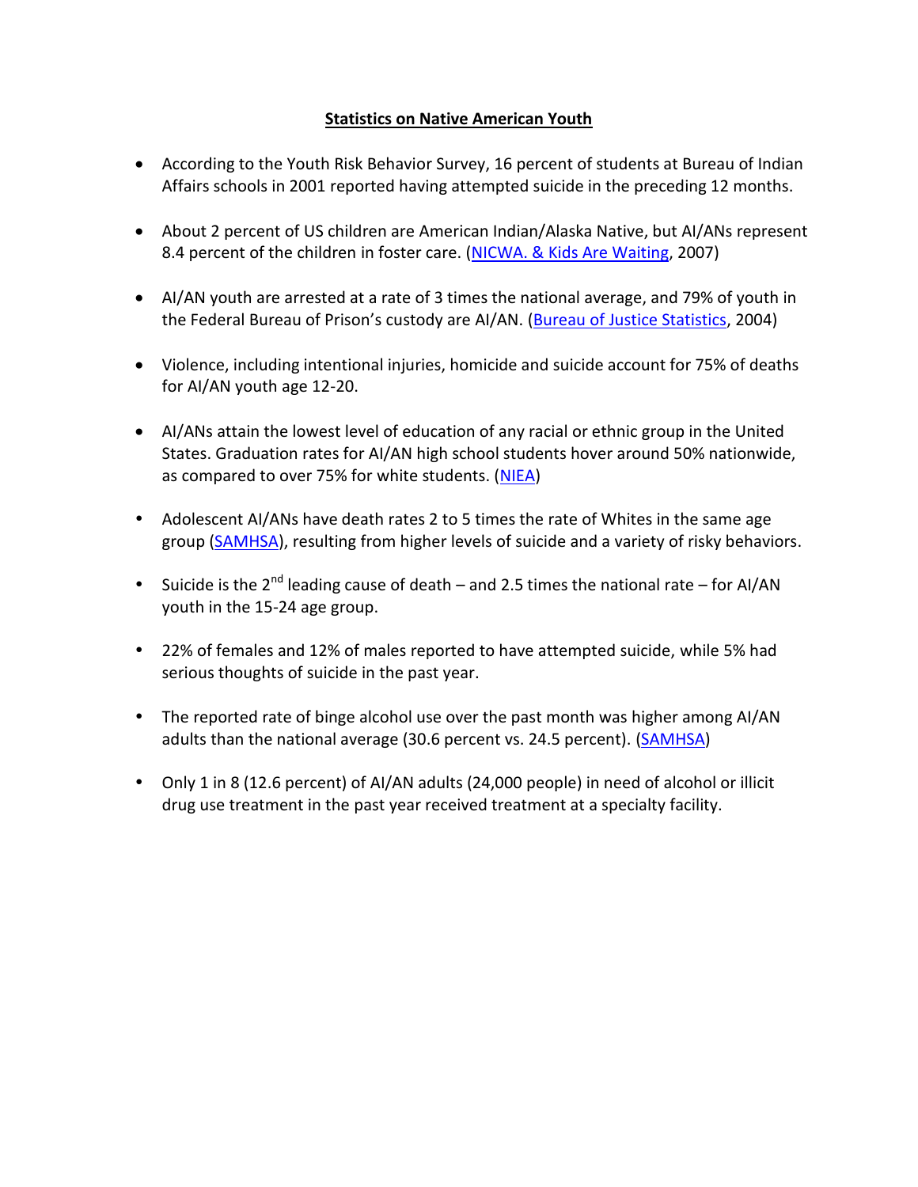## **Statistics on Native American Youth**

- According to the Youth Risk Behavior Survey, 16 percent of students at Bureau of Indian Affairs schools in 2001 reported having attempted suicide in the preceding 12 months.
- About 2 percent of US children are American Indian/Alaska Native, but AI/ANs represent 8.4 percent of the children in foster care. (NICWA. & Kids Are Waiting, 2007)
- AI/AN youth are arrested at a rate of 3 times the national average, and 79% of youth in the Federal Bureau of Prison's custody are AI/AN. (Bureau of Justice Statistics, 2004)
- Violence, including intentional injuries, homicide and suicide account for 75% of deaths for AI/AN youth age 12-20.
- AI/ANs attain the lowest level of education of any racial or ethnic group in the United States. Graduation rates for AI/AN high school students hover around 50% nationwide, as compared to over 75% for white students. (NIEA)
- Adolescent AI/ANs have death rates 2 to 5 times the rate of Whites in the same age group (SAMHSA), resulting from higher levels of suicide and a variety of risky behaviors.
- Suicide is the 2nd leading cause of death – and 2.5 times the national rate – for AI/AN youth in the 15-24 age group.
- 22% of females and 12% of males reported to have attempted suicide, while 5% had serious thoughts of suicide in the past year.
- The reported rate of binge alcohol use over the past month was higher among AI/AN adults than the national average (30.6 percent vs. 24.5 percent). (SAMHSA)
- Only 1 in 8 (12.6 percent) of AI/AN adults (24,000 people) in need of alcohol or illicit drug use treatment in the past year received treatment at a specialty facility.